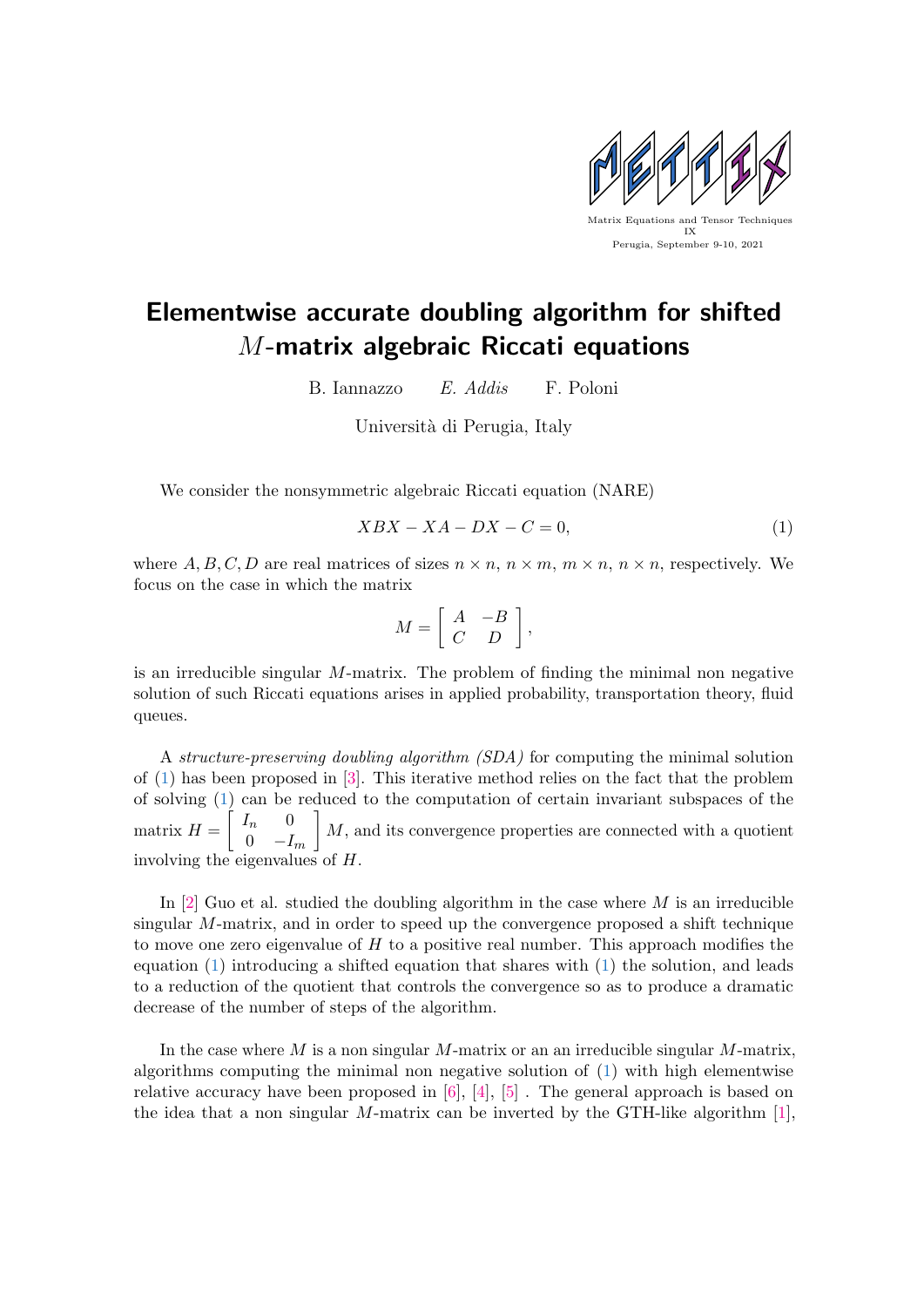# Elementwise accurate doubling algorithm for shifted $M$-matrix algebraic Riccati equations

B. Iannazzo *E. Addis* F. Poloni

Università di Perugia, Italy

We consider the nonsymmetric algebraic Riccati equation (NARE)

$$XBX - XA - DX - C = 0, \tag{1}$$

where $A, B, C, D$ are real matrices of sizes $n \times n$, $n \times m$, $m \times n$, $n \times n$, respectively. We focus on the case in which the matrix

$$M = \begin{bmatrix} A & -B \\ C & D \end{bmatrix},$$

is an irreducible singular $M$-matrix. The problem of finding the minimal non negative solution of such Riccati equations arises in applied probability, transportation theory, fluid queues.

A *structure-preserving doubling algorithm (SDA)* for computing the minimal solution of (1) has been proposed in [3]. This iterative method relies on the fact that the problem of solving (1) can be reduced to the computation of certain invariant subspaces of the matrix $H = \begin{bmatrix} I_n & 0 \\ 0 & -I_m \end{bmatrix} M$, and its convergence properties are connected with a quotient involving the eigenvalues of $H$.

In [2] Guo et al. studied the doubling algorithm in the case where $M$ is an irreducible singular $M$-matrix, and in order to speed up the convergence proposed a shift technique to move one zero eigenvalue of $H$ to a positive real number. This approach modifies the equation (1) introducing a shifted equation that shares with (1) the solution, and leads to a reduction of the quotient that controls the convergence so as to produce a dramatic decrease of the number of steps of the algorithm.

In the case where $M$ is a non singular $M$-matrix or an an irreducible singular $M$-matrix, algorithms computing the minimal non negative solution of (1) with high elementwise relative accuracy have been proposed in [6], [4], [5] . The general approach is based on the idea that a non singular $M$-matrix can be inverted by the GTH-like algorithm [1],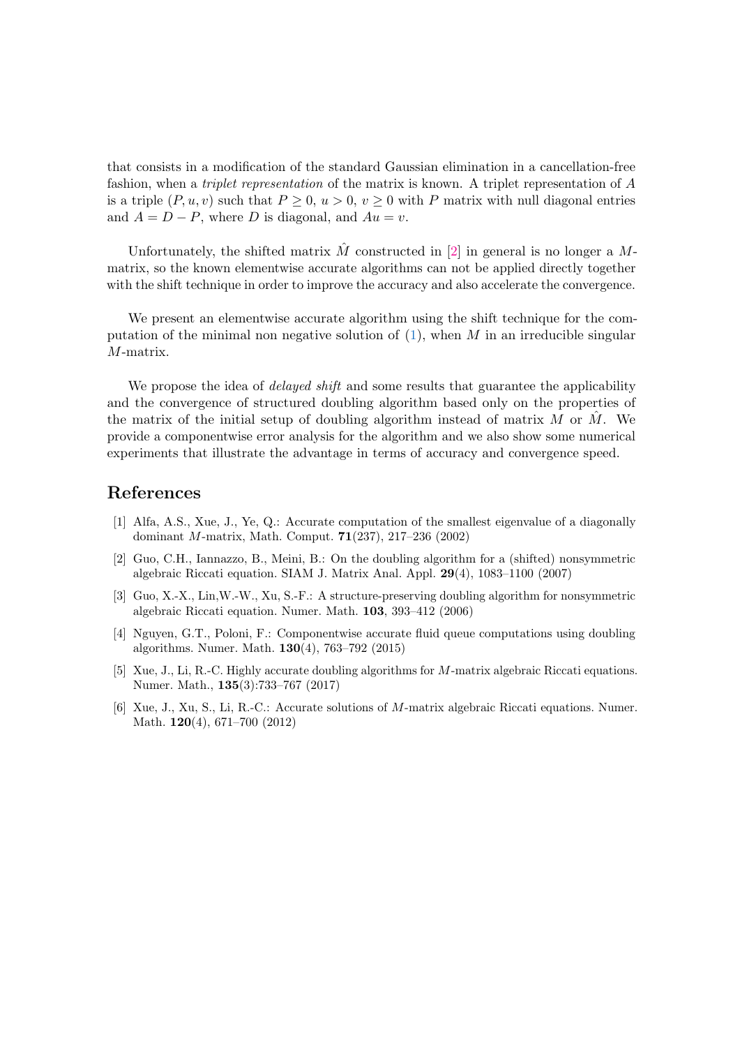that consists in a modification of the standard Gaussian elimination in a cancellation-free fashion, when a *triplet representation* of the matrix is known. A triplet representation of $A$ is a triple $(P, u, v)$ such that $P \geq 0$, $u > 0$, $v \geq 0$ with $P$ matrix with null diagonal entries and $A = D - P$, where $D$ is diagonal, and $Au = v$.

Unfortunately, the shifted matrix $\hat{M}$ constructed in [2] in general is no longer a $M$-matrix, so the known elementwise accurate algorithms can not be applied directly together with the shift technique in order to improve the accuracy and also accelerate the convergence.

We present an elementwise accurate algorithm using the shift technique for the computation of the minimal non negative solution of (1), when $M$ in an irreducible singular $M$-matrix.

We propose the idea of *delayed shift* and some results that guarantee the applicability and the convergence of structured doubling algorithm based only on the properties of the matrix of the initial setup of doubling algorithm instead of matrix $M$ or $\hat{M}$. We provide a componentwise error analysis for the algorithm and we also show some numerical experiments that illustrate the advantage in terms of accuracy and convergence speed.

## References

[1] Alfa, A.S., Xue, J., Ye, Q.: Accurate computation of the smallest eigenvalue of a diagonally dominant $M$-matrix, Math. Comput. **71**(237), 217–236 (2002)

[2] Guo, C.H., Iannazzo, B., Meini, B.: On the doubling algorithm for a (shifted) nonsymmetric algebraic Riccati equation. SIAM J. Matrix Anal. Appl. **29**(4), 1083–1100 (2007)

[3] Guo, X.-X., Lin,W.-W., Xu, S.-F.: A structure-preserving doubling algorithm for nonsymmetric algebraic Riccati equation. Numer. Math. **103**, 393–412 (2006)

[4] Nguyen, G.T., Poloni, F.: Componentwise accurate fluid queue computations using doubling algorithms. Numer. Math. **130**(4), 763–792 (2015)

[5] Xue, J., Li, R.-C. Highly accurate doubling algorithms for $M$-matrix algebraic Riccati equations. Numer. Math., **135**(3):733–767 (2017)

[6] Xue, J., Xu, S., Li, R.-C.: Accurate solutions of $M$-matrix algebraic Riccati equations. Numer. Math. **120**(4), 671–700 (2012)